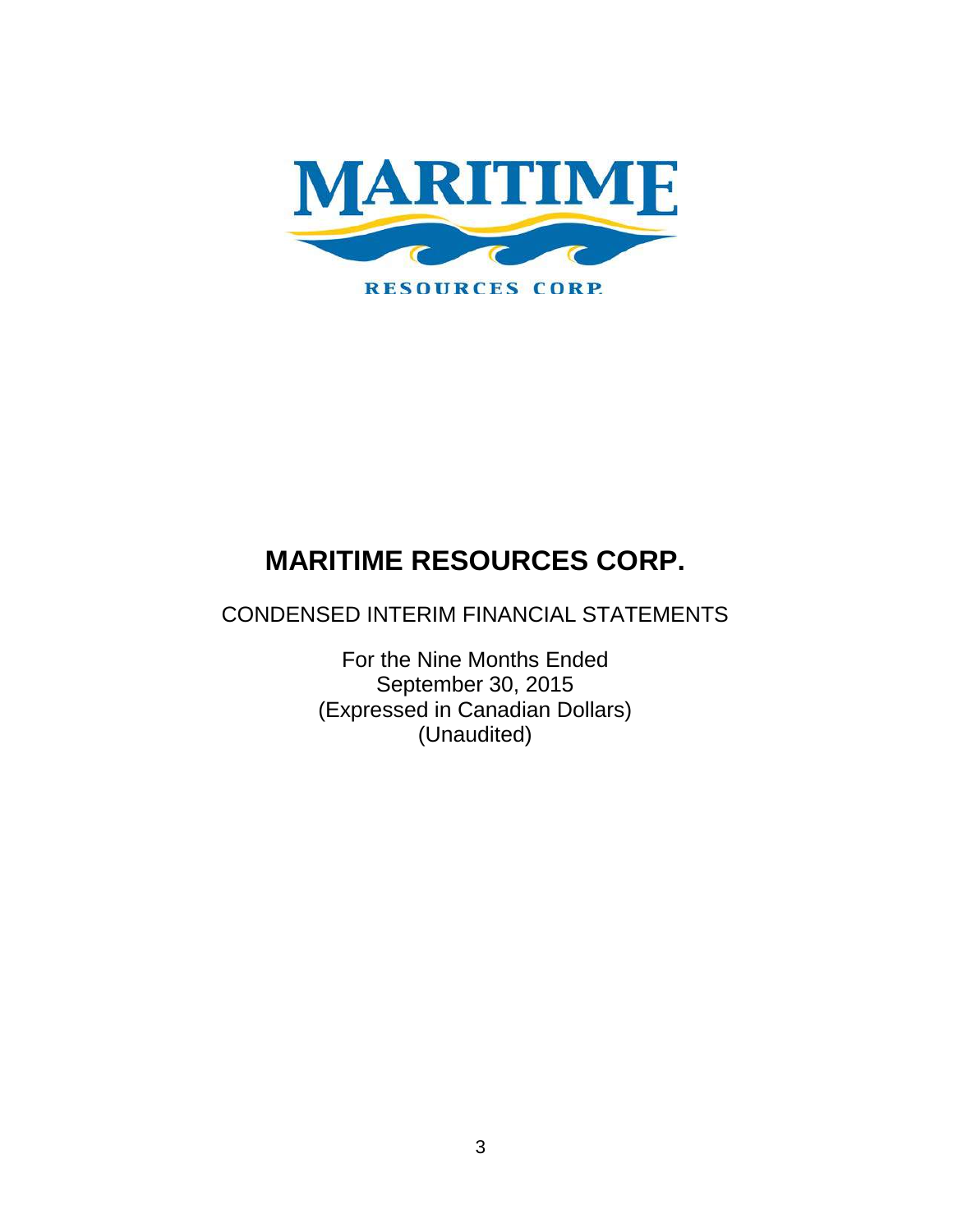# MARITIME RESOURCES CORP.

CONDENSED INTERIM FINANCIAL STATEMENTS

For the Nine Months Ended
September 30, 2015
(Expressed in Canadian Dollars)
(Unaudited)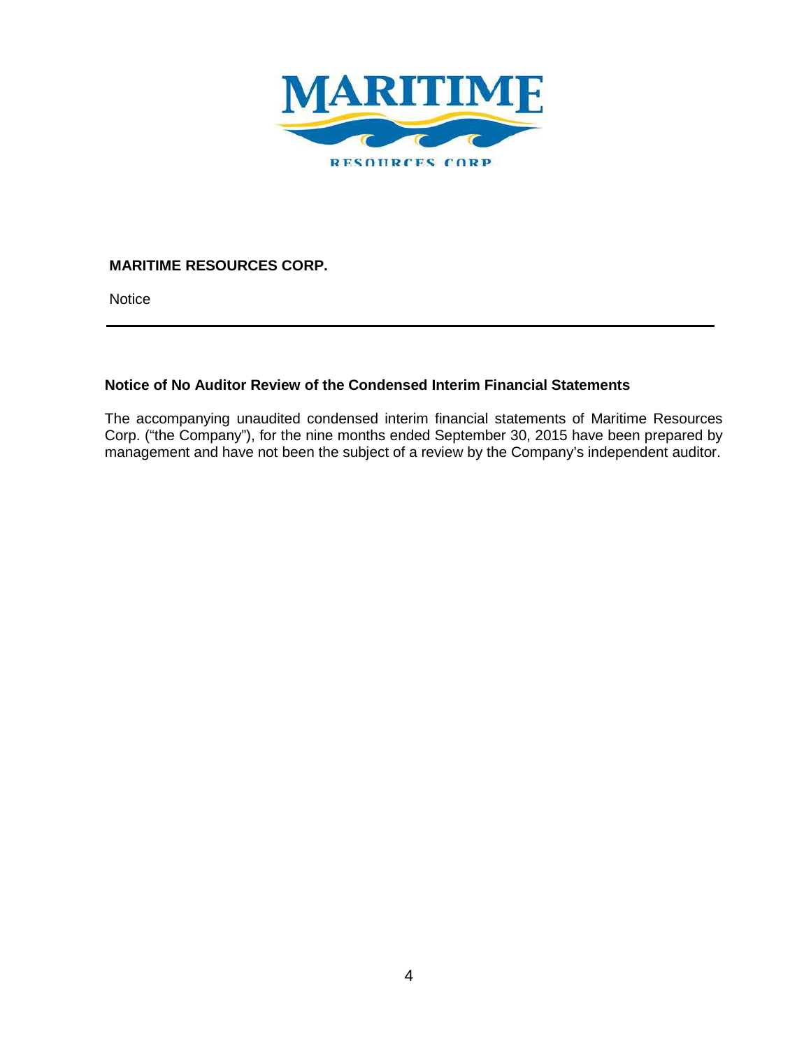**MARITIME RESOURCES CORP.**

Notice

---

### Notice of No Auditor Review of the Condensed Interim Financial Statements

The accompanying unaudited condensed interim financial statements of Maritime Resources Corp. ("the Company"), for the nine months ended September 30, 2015 have been prepared by management and have not been the subject of a review by the Company's independent auditor.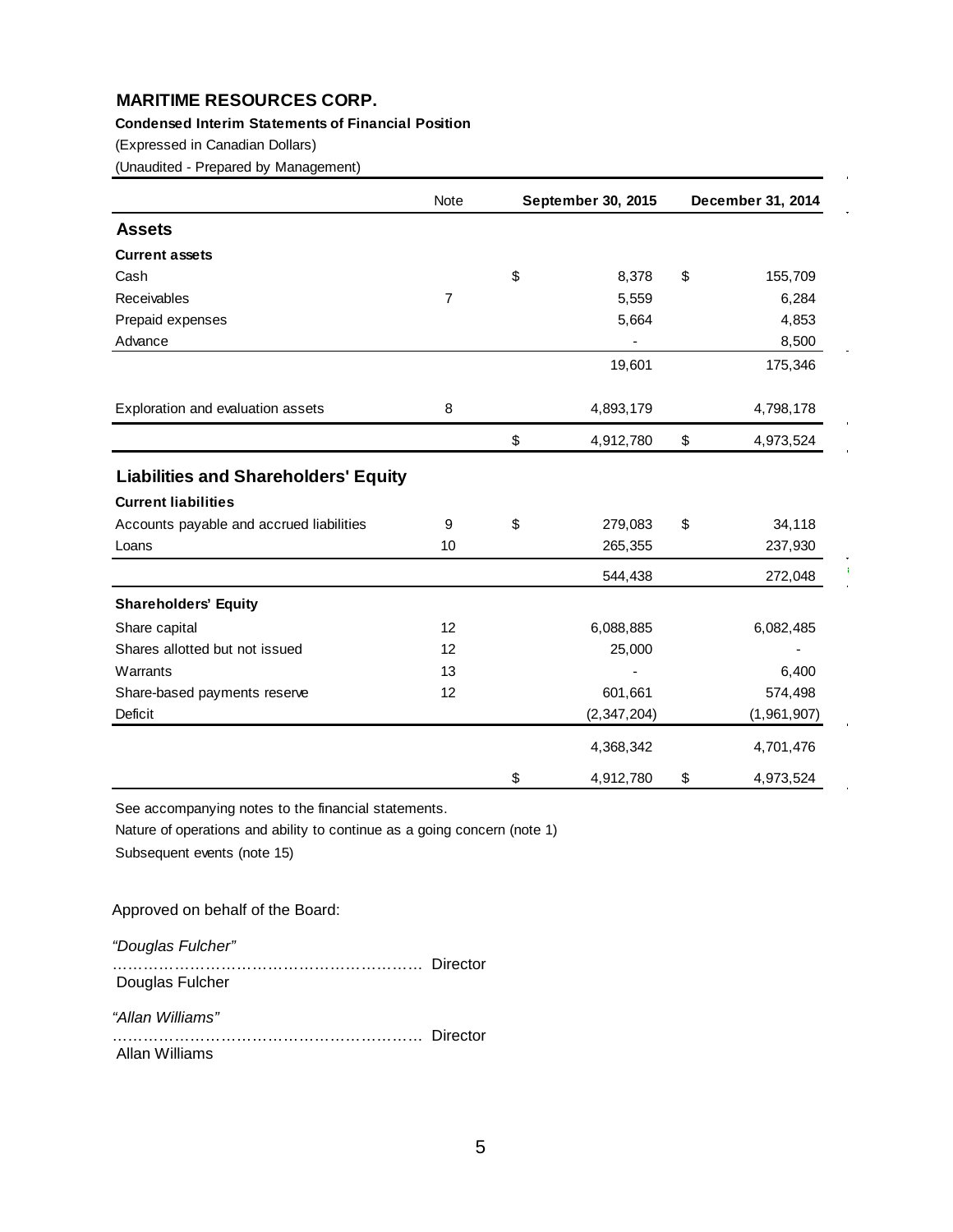# MARITIME RESOURCES CORP.

**Condensed Interim Statements of Financial Position**

(Expressed in Canadian Dollars)

(Unaudited - Prepared by Management)

| | Note | September 30, 2015 | December 31, 2014 |
|---|---|---|---|
| **Assets** | | | |
| **Current assets** | | | |
| Cash | | $ 8,378 | $ 155,709 |
| Receivables | 7 | 5,559 | 6,284 |
| Prepaid expenses | | 5,664 | 4,853 |
| Advance | | - | 8,500 |
| | | 19,601 | 175,346 |
| Exploration and evaluation assets | 8 | 4,893,179 | 4,798,178 |
| | | $ 4,912,780 | $ 4,973,524 |
| **Liabilities and Shareholders' Equity** | | | |
| **Current liabilities** | | | |
| Accounts payable and accrued liabilities | 9 | $ 279,083 | $ 34,118 |
| Loans | 10 | 265,355 | 237,930 |
| | | 544,438 | 272,048 |
| **Shareholders' Equity** | | | |
| Share capital | 12 | 6,088,885 | 6,082,485 |
| Shares allotted but not issued | 12 | 25,000 | - |
| Warrants | 13 | - | 6,400 |
| Share-based payments reserve | 12 | 601,661 | 574,498 |
| Deficit | | (2,347,204) | (1,961,907) |
| | | 4,368,342 | 4,701,476 |
| | | $ 4,912,780 | $ 4,973,524 |

See accompanying notes to the financial statements.

Nature of operations and ability to continue as a going concern (note 1)

Subsequent events (note 15)

Approved on behalf of the Board:

*"Douglas Fulcher"*
…………………………………………………. Director
Douglas Fulcher

*"Allan Williams"*
…………………………………………………. Director
Allan Williams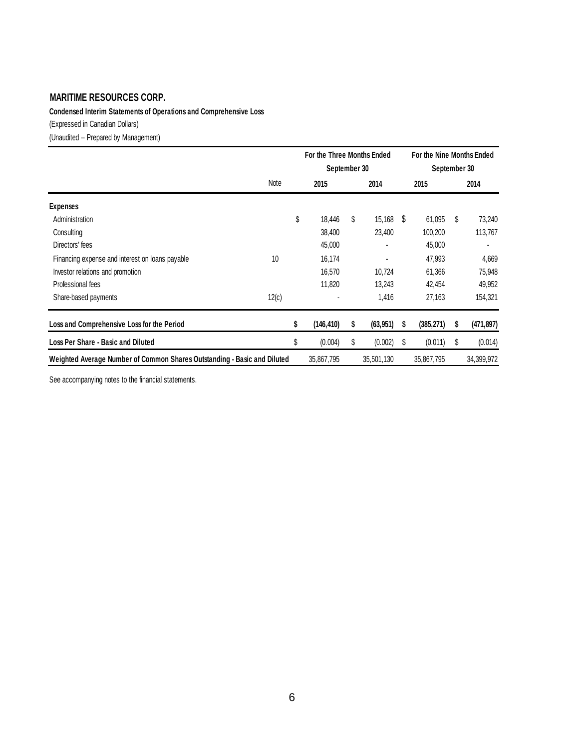# MARITIME RESOURCES CORP.

**Condensed Interim Statements of Operations and Comprehensive Loss**

(Expressed in Canadian Dollars)

(Unaudited -- Prepared by Management)

| | Note | For the Three Months Ended September 30 | | For the Nine Months Ended September 30 | |
|---|---|---|---|---|---|
| | | 2015 | 2014 | 2015 | 2014 |
| **Expenses** | | | | | |
| Administration | | $ 18,446 | $ 15,168 | $ 61,095 | $ 73,240 |
| Consulting | | 38,400 | 23,400 | 100,200 | 113,767 |
| Directors' fees | | 45,000 | - | 45,000 | - |
| Financing expense and interest on loans payable | 10 | 16,174 | - | 47,993 | 4,669 |
| Investor relations and promotion | | 16,570 | 10,724 | 61,366 | 75,948 |
| Professional fees | | 11,820 | 13,243 | 42,454 | 49,952 |
| Share-based payments | 12(c) | - | 1,416 | 27,163 | 154,321 |
| **Loss and Comprehensive Loss for the Period** | | **$ (146,410)** | **$ (63,951)** | **$ (385,271)** | **$ (471,897)** |
| **Loss Per Share - Basic and Diluted** | | $ (0.004) | $ (0.002) | $ (0.011) | $ (0.014) |
| **Weighted Average Number of Common Shares Outstanding - Basic and Diluted** | | 35,867,795 | 35,501,130 | 35,867,795 | 34,399,972 |

See accompanying notes to the financial statements.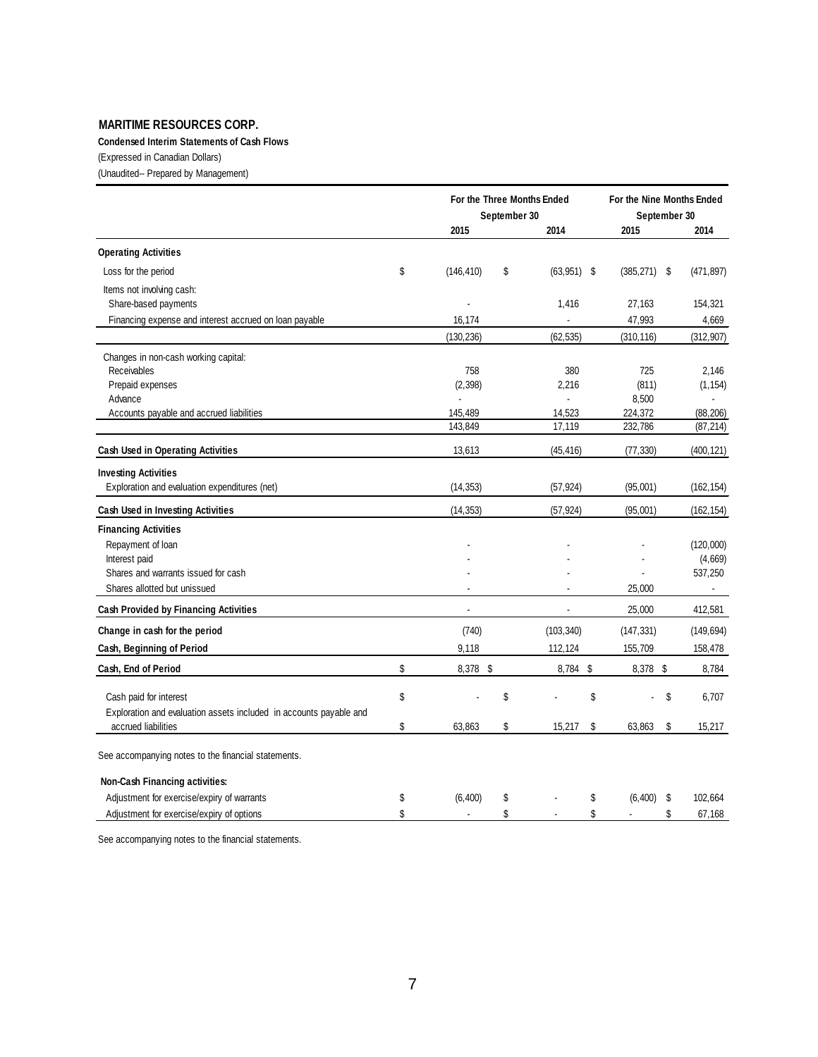# MARITIME RESOURCES CORP.

**Condensed Interim Statements of Cash Flows**

(Expressed in Canadian Dollars)

(Unaudited-- Prepared by Management)

| | For the Three Months Ended September 30 | | For the Nine Months Ended September 30 | |
|---|---|---|---|---|
| | 2015 | 2014 | 2015 | 2014 |
| **Operating Activities** | | | | |
| Loss for the period | $ (146,410) | $ (63,951) | $ (385,271) | $ (471,897) |
| Items not involving cash: | | | | |
| Share-based payments | - | 1,416 | 27,163 | 154,321 |
| Financing expense and interest accrued on loan payable | 16,174 | - | 47,993 | 4,669 |
| | (130,236) | (62,535) | (310,116) | (312,907) |
| Changes in non-cash working capital: | | | | |
| Receivables | 758 | 380 | 725 | 2,146 |
| Prepaid expenses | (2,398) | 2,216 | (811) | (1,154) |
| Advance | - | - | 8,500 | - |
| Accounts payable and accrued liabilities | 145,489 | 14,523 | 224,372 | (88,206) |
| | 143,849 | 17,119 | 232,786 | (87,214) |
| **Cash Used in Operating Activities** | 13,613 | (45,416) | (77,330) | (400,121) |
| **Investing Activities** | | | | |
| Exploration and evaluation expenditures (net) | (14,353) | (57,924) | (95,001) | (162,154) |
| **Cash Used in Investing Activities** | (14,353) | (57,924) | (95,001) | (162,154) |
| **Financing Activities** | | | | |
| Repayment of loan | - | - | - | (120,000) |
| Interest paid | - | - | - | (4,669) |
| Shares and warrants issued for cash | - | - | - | 537,250 |
| Shares allotted but unissued | - | - | 25,000 | - |
| **Cash Provided by Financing Activities** | - | - | 25,000 | 412,581 |
| **Change in cash for the period** | (740) | (103,340) | (147,331) | (149,694) |
| **Cash, Beginning of Period** | 9,118 | 112,124 | 155,709 | 158,478 |
| **Cash, End of Period** | $ 8,378 | $ 8,784 | $ 8,378 | $ 8,784 |
| Cash paid for interest | $ - | $ - | $ - | $ 6,707 |
| Exploration and evaluation assets included in accounts payable and accrued liabilities | $ 63,863 | $ 15,217 | $ 63,863 | $ 15,217 |

See accompanying notes to the financial statements.

| **Non-Cash Financing activities:** | | | | |
|---|---|---|---|---|
| Adjustment for exercise/expiry of warrants | $ (6,400) | $ - | $ (6,400) | $ 102,664 |
| Adjustment for exercise/expiry of options | $ - | $ - | $ - | $ 67,168 |

See accompanying notes to the financial statements.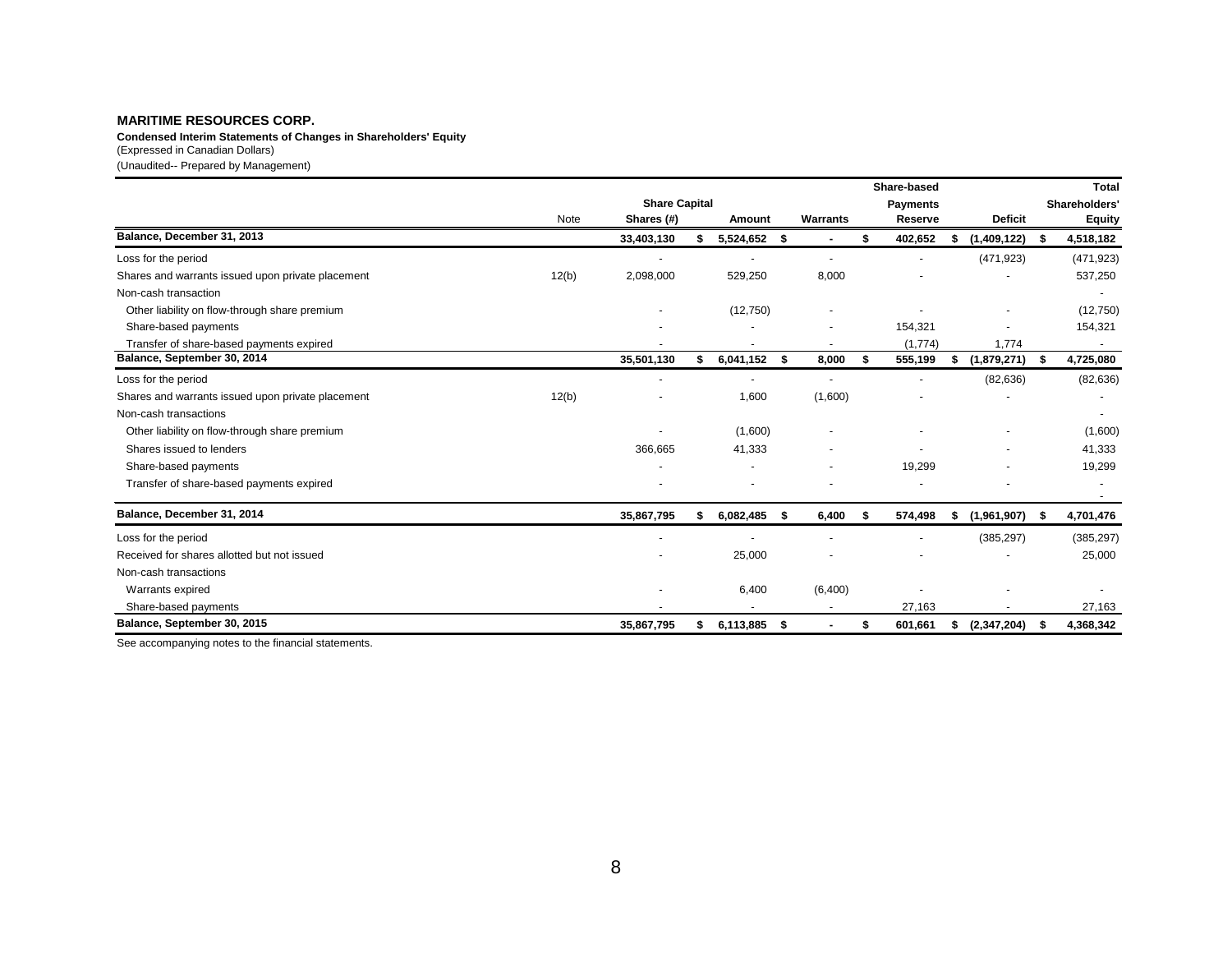**MARITIME RESOURCES CORP.**

**Condensed Interim Statements of Changes in Shareholders' Equity**

(Expressed in Canadian Dollars)

(Unaudited-- Prepared by Management)

| | Note | Share Capital Shares (#) | Amount | Warrants | Share-based Payments Reserve | Deficit | Total Shareholders' Equity |
|---|---|---|---|---|---|---|---|
| **Balance, December 31, 2013** | | **33,403,130** | **$ 5,524,652** | **$ -** | **$ 402,652** | **$ (1,409,122)** | **$ 4,518,182** |
| Loss for the period | | - | - | - | - | (471,923) | (471,923) |
| Shares and warrants issued upon private placement | 12(b) | 2,098,000 | 529,250 | 8,000 | - | - | 537,250 |
| Non-cash transaction | | | | | | | - |
| Other liability on flow-through share premium | | - | (12,750) | - | - | - | (12,750) |
| Share-based payments | | - | - | - | 154,321 | - | 154,321 |
| Transfer of share-based payments expired | | - | - | - | (1,774) | 1,774 | - |
| **Balance, September 30, 2014** | | **35,501,130** | **$ 6,041,152** | **$ 8,000** | **$ 555,199** | **$ (1,879,271)** | **$ 4,725,080** |
| Loss for the period | | - | - | - | - | (82,636) | (82,636) |
| Shares and warrants issued upon private placement | 12(b) | - | 1,600 | (1,600) | - | - | - |
| Non-cash transactions | | | | | | | - |
| Other liability on flow-through share premium | | - | (1,600) | - | - | - | (1,600) |
| Shares issued to lenders | | 366,665 | 41,333 | - | - | - | 41,333 |
| Share-based payments | | - | - | - | 19,299 | - | 19,299 |
| Transfer of share-based payments expired | | - | - | - | - | - | - |
| **Balance, December 31, 2014** | | **35,867,795** | **$ 6,082,485** | **$ 6,400** | **$ 574,498** | **$ (1,961,907)** | **$ 4,701,476** |
| Loss for the period | | - | - | - | - | (385,297) | (385,297) |
| Received for shares allotted but not issued | | - | 25,000 | - | - | - | 25,000 |
| Non-cash transactions | | | | | | | |
| Warrants expired | | - | 6,400 | (6,400) | - | - | - |
| Share-based payments | | - | - | - | 27,163 | - | 27,163 |
| **Balance, September 30, 2015** | | **35,867,795** | **$ 6,113,885** | **$ -** | **$ 601,661** | **$ (2,347,204)** | **$ 4,368,342** |

See accompanying notes to the financial statements.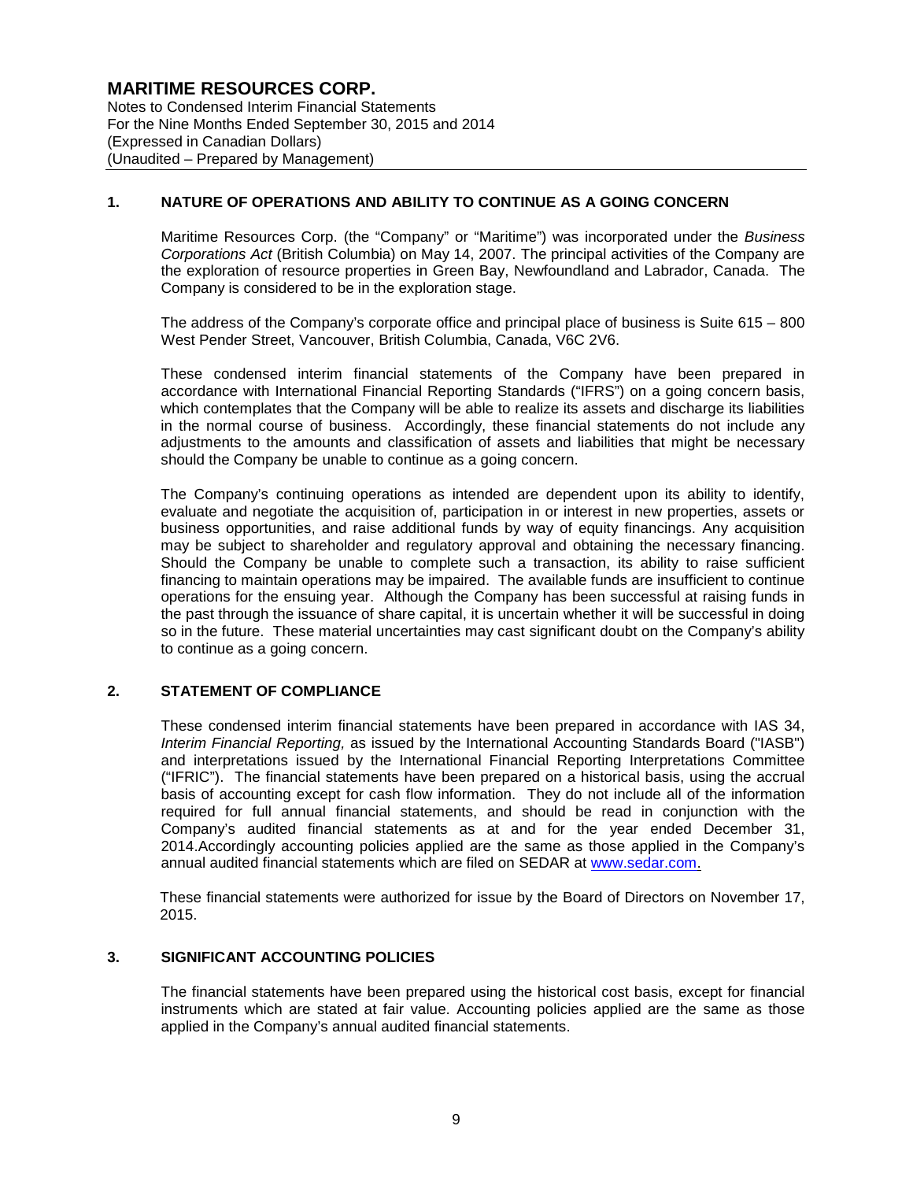# MARITIME RESOURCES CORP.

Notes to Condensed Interim Financial Statements
For the Nine Months Ended September 30, 2015 and 2014
(Expressed in Canadian Dollars)
(Unaudited – Prepared by Management)

## 1. NATURE OF OPERATIONS AND ABILITY TO CONTINUE AS A GOING CONCERN

Maritime Resources Corp. (the "Company" or "Maritime") was incorporated under the *Business Corporations Act* (British Columbia) on May 14, 2007. The principal activities of the Company are the exploration of resource properties in Green Bay, Newfoundland and Labrador, Canada. The Company is considered to be in the exploration stage.

The address of the Company's corporate office and principal place of business is Suite 615 – 800 West Pender Street, Vancouver, British Columbia, Canada, V6C 2V6.

These condensed interim financial statements of the Company have been prepared in accordance with International Financial Reporting Standards ("IFRS") on a going concern basis, which contemplates that the Company will be able to realize its assets and discharge its liabilities in the normal course of business. Accordingly, these financial statements do not include any adjustments to the amounts and classification of assets and liabilities that might be necessary should the Company be unable to continue as a going concern.

The Company's continuing operations as intended are dependent upon its ability to identify, evaluate and negotiate the acquisition of, participation in or interest in new properties, assets or business opportunities, and raise additional funds by way of equity financings. Any acquisition may be subject to shareholder and regulatory approval and obtaining the necessary financing. Should the Company be unable to complete such a transaction, its ability to raise sufficient financing to maintain operations may be impaired. The available funds are insufficient to continue operations for the ensuing year. Although the Company has been successful at raising funds in the past through the issuance of share capital, it is uncertain whether it will be successful in doing so in the future. These material uncertainties may cast significant doubt on the Company's ability to continue as a going concern.

## 2. STATEMENT OF COMPLIANCE

These condensed interim financial statements have been prepared in accordance with IAS 34, *Interim Financial Reporting,* as issued by the International Accounting Standards Board ("IASB") and interpretations issued by the International Financial Reporting Interpretations Committee ("IFRIC"). The financial statements have been prepared on a historical basis, using the accrual basis of accounting except for cash flow information. They do not include all of the information required for full annual financial statements, and should be read in conjunction with the Company's audited financial statements as at and for the year ended December 31, 2014.Accordingly accounting policies applied are the same as those applied in the Company's annual audited financial statements which are filed on SEDAR at www.sedar.com.

These financial statements were authorized for issue by the Board of Directors on November 17, 2015.

## 3. SIGNIFICANT ACCOUNTING POLICIES

The financial statements have been prepared using the historical cost basis, except for financial instruments which are stated at fair value. Accounting policies applied are the same as those applied in the Company's annual audited financial statements.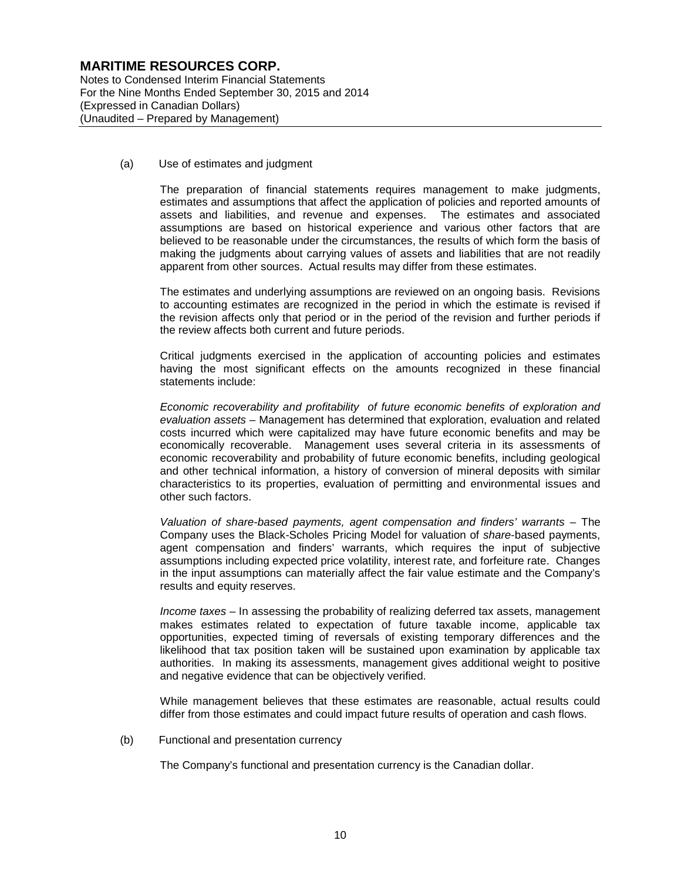(a) Use of estimates and judgment

The preparation of financial statements requires management to make judgments, estimates and assumptions that affect the application of policies and reported amounts of assets and liabilities, and revenue and expenses. The estimates and associated assumptions are based on historical experience and various other factors that are believed to be reasonable under the circumstances, the results of which form the basis of making the judgments about carrying values of assets and liabilities that are not readily apparent from other sources. Actual results may differ from these estimates.

The estimates and underlying assumptions are reviewed on an ongoing basis. Revisions to accounting estimates are recognized in the period in which the estimate is revised if the revision affects only that period or in the period of the revision and further periods if the review affects both current and future periods.

Critical judgments exercised in the application of accounting policies and estimates having the most significant effects on the amounts recognized in these financial statements include:

*Economic recoverability and profitability of future economic benefits of exploration and evaluation assets* – Management has determined that exploration, evaluation and related costs incurred which were capitalized may have future economic benefits and may be economically recoverable. Management uses several criteria in its assessments of economic recoverability and probability of future economic benefits, including geological and other technical information, a history of conversion of mineral deposits with similar characteristics to its properties, evaluation of permitting and environmental issues and other such factors.

*Valuation of share-based payments, agent compensation and finders' warrants* – The Company uses the Black-Scholes Pricing Model for valuation of *share*-based payments, agent compensation and finders' warrants, which requires the input of subjective assumptions including expected price volatility, interest rate, and forfeiture rate. Changes in the input assumptions can materially affect the fair value estimate and the Company's results and equity reserves.

*Income taxes* – In assessing the probability of realizing deferred tax assets, management makes estimates related to expectation of future taxable income, applicable tax opportunities, expected timing of reversals of existing temporary differences and the likelihood that tax position taken will be sustained upon examination by applicable tax authorities. In making its assessments, management gives additional weight to positive and negative evidence that can be objectively verified.

While management believes that these estimates are reasonable, actual results could differ from those estimates and could impact future results of operation and cash flows.

(b) Functional and presentation currency

The Company's functional and presentation currency is the Canadian dollar.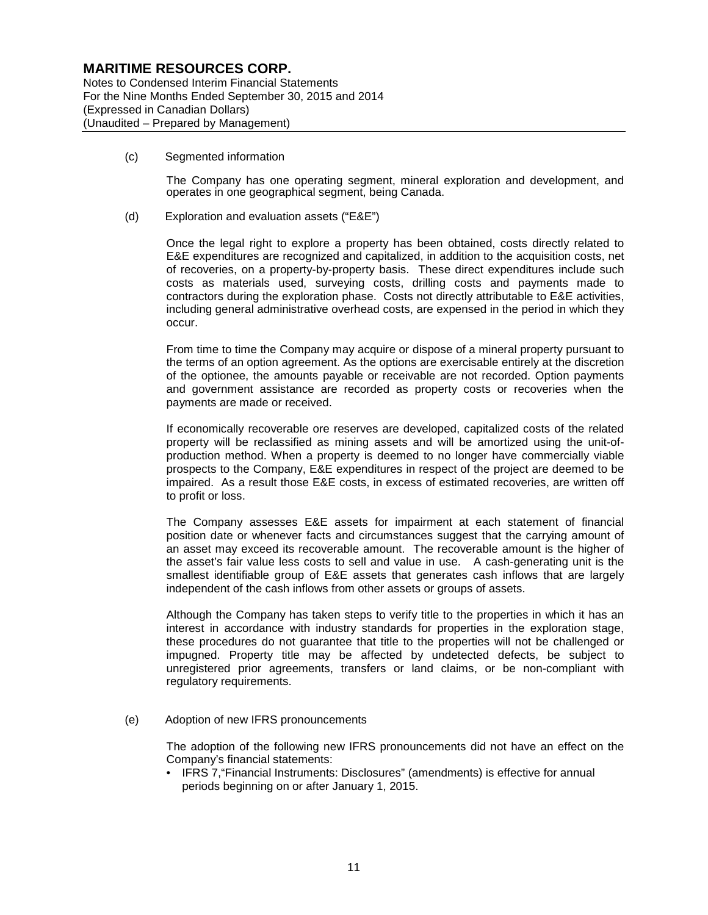(c) Segmented information

The Company has one operating segment, mineral exploration and development, and operates in one geographical segment, being Canada.

(d) Exploration and evaluation assets ("E&E")

Once the legal right to explore a property has been obtained, costs directly related to E&E expenditures are recognized and capitalized, in addition to the acquisition costs, net of recoveries, on a property-by-property basis. These direct expenditures include such costs as materials used, surveying costs, drilling costs and payments made to contractors during the exploration phase. Costs not directly attributable to E&E activities, including general administrative overhead costs, are expensed in the period in which they occur.

From time to time the Company may acquire or dispose of a mineral property pursuant to the terms of an option agreement. As the options are exercisable entirely at the discretion of the optionee, the amounts payable or receivable are not recorded. Option payments and government assistance are recorded as property costs or recoveries when the payments are made or received.

If economically recoverable ore reserves are developed, capitalized costs of the related property will be reclassified as mining assets and will be amortized using the unit-of-production method. When a property is deemed to no longer have commercially viable prospects to the Company, E&E expenditures in respect of the project are deemed to be impaired. As a result those E&E costs, in excess of estimated recoveries, are written off to profit or loss.

The Company assesses E&E assets for impairment at each statement of financial position date or whenever facts and circumstances suggest that the carrying amount of an asset may exceed its recoverable amount. The recoverable amount is the higher of the asset's fair value less costs to sell and value in use. A cash-generating unit is the smallest identifiable group of E&E assets that generates cash inflows that are largely independent of the cash inflows from other assets or groups of assets.

Although the Company has taken steps to verify title to the properties in which it has an interest in accordance with industry standards for properties in the exploration stage, these procedures do not guarantee that title to the properties will not be challenged or impugned. Property title may be affected by undetected defects, be subject to unregistered prior agreements, transfers or land claims, or be non-compliant with regulatory requirements.

(e) Adoption of new IFRS pronouncements

The adoption of the following new IFRS pronouncements did not have an effect on the Company's financial statements:

- IFRS 7,"Financial Instruments: Disclosures" (amendments) is effective for annual periods beginning on or after January 1, 2015.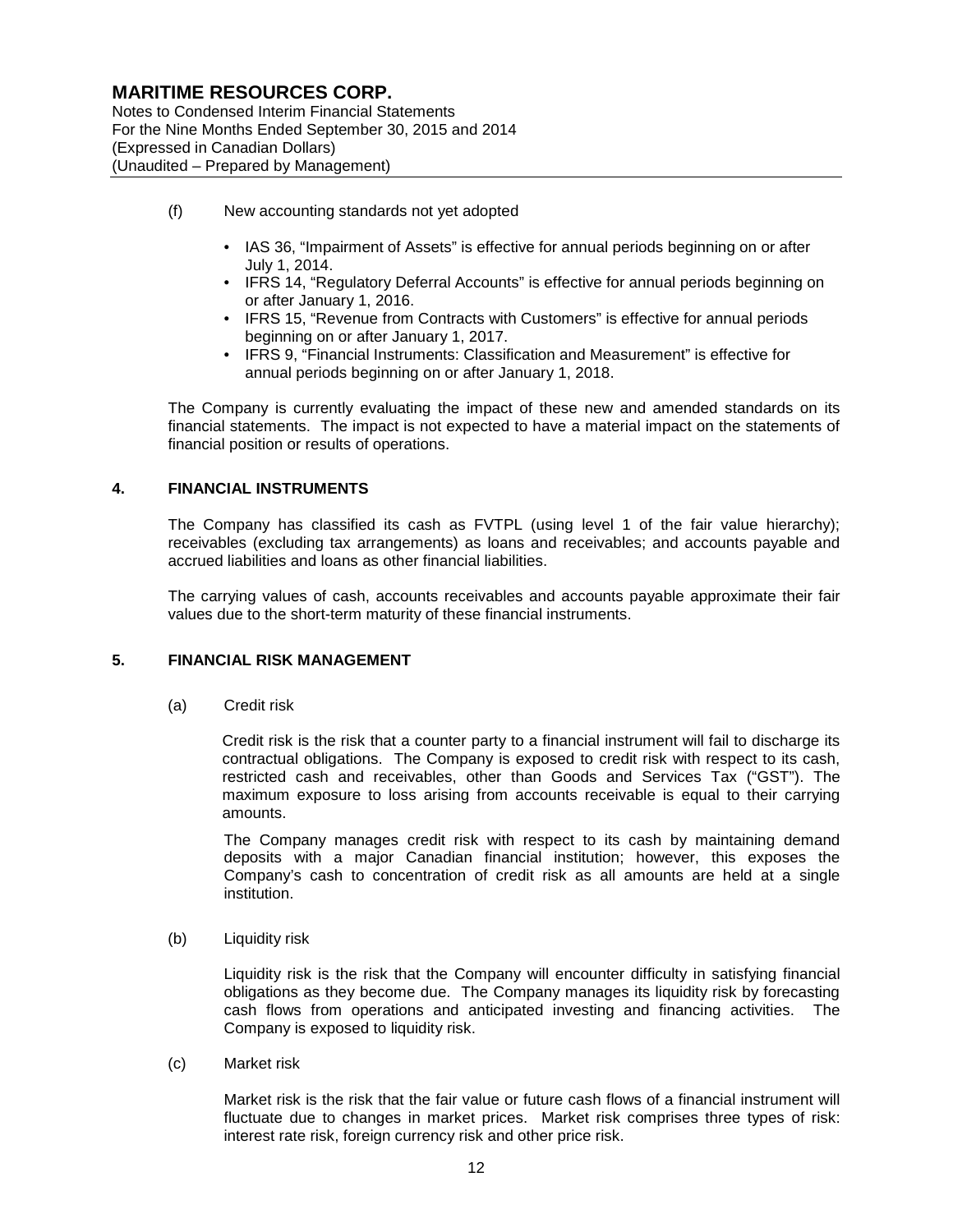(f) New accounting standards not yet adopted

- IAS 36, "Impairment of Assets" is effective for annual periods beginning on or after July 1, 2014.
- IFRS 14, "Regulatory Deferral Accounts" is effective for annual periods beginning on or after January 1, 2016.
- IFRS 15, "Revenue from Contracts with Customers" is effective for annual periods beginning on or after January 1, 2017.
- IFRS 9, "Financial Instruments: Classification and Measurement" is effective for annual periods beginning on or after January 1, 2018.

The Company is currently evaluating the impact of these new and amended standards on its financial statements. The impact is not expected to have a material impact on the statements of financial position or results of operations.

## 4. FINANCIAL INSTRUMENTS

The Company has classified its cash as FVTPL (using level 1 of the fair value hierarchy); receivables (excluding tax arrangements) as loans and receivables; and accounts payable and accrued liabilities and loans as other financial liabilities.

The carrying values of cash, accounts receivables and accounts payable approximate their fair values due to the short-term maturity of these financial instruments.

## 5. FINANCIAL RISK MANAGEMENT

(a) Credit risk

Credit risk is the risk that a counter party to a financial instrument will fail to discharge its contractual obligations. The Company is exposed to credit risk with respect to its cash, restricted cash and receivables, other than Goods and Services Tax ("GST"). The maximum exposure to loss arising from accounts receivable is equal to their carrying amounts.

The Company manages credit risk with respect to its cash by maintaining demand deposits with a major Canadian financial institution; however, this exposes the Company's cash to concentration of credit risk as all amounts are held at a single institution.

(b) Liquidity risk

Liquidity risk is the risk that the Company will encounter difficulty in satisfying financial obligations as they become due. The Company manages its liquidity risk by forecasting cash flows from operations and anticipated investing and financing activities. The Company is exposed to liquidity risk.

(c) Market risk

Market risk is the risk that the fair value or future cash flows of a financial instrument will fluctuate due to changes in market prices. Market risk comprises three types of risk: interest rate risk, foreign currency risk and other price risk.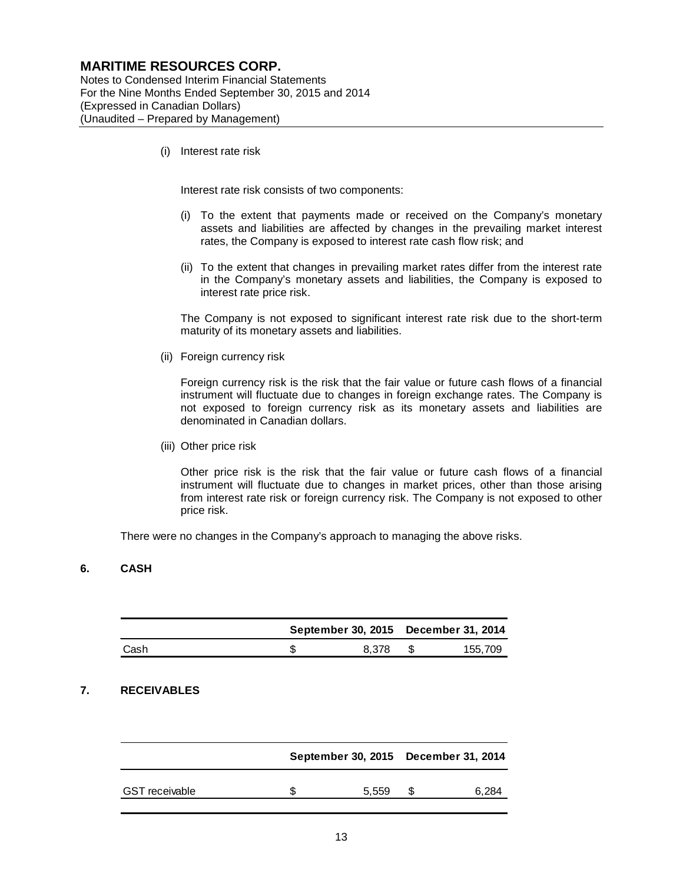(i) Interest rate risk

Interest rate risk consists of two components:

(i) To the extent that payments made or received on the Company's monetary assets and liabilities are affected by changes in the prevailing market interest rates, the Company is exposed to interest rate cash flow risk; and

(ii) To the extent that changes in prevailing market rates differ from the interest rate in the Company's monetary assets and liabilities, the Company is exposed to interest rate price risk.

The Company is not exposed to significant interest rate risk due to the short-term maturity of its monetary assets and liabilities.

(ii) Foreign currency risk

Foreign currency risk is the risk that the fair value or future cash flows of a financial instrument will fluctuate due to changes in foreign exchange rates. The Company is not exposed to foreign currency risk as its monetary assets and liabilities are denominated in Canadian dollars.

(iii) Other price risk

Other price risk is the risk that the fair value or future cash flows of a financial instrument will fluctuate due to changes in market prices, other than those arising from interest rate risk or foreign currency risk. The Company is not exposed to other price risk.

There were no changes in the Company's approach to managing the above risks.

## 6. CASH

| | September 30, 2015 | December 31, 2014 |
|---|---|---|
| Cash | $ 8,378 | $ 155,709 |

## 7. RECEIVABLES

| | September 30, 2015 | December 31, 2014 |
|---|---|---|
| GST receivable | $ 5,559 | $ 6,284 |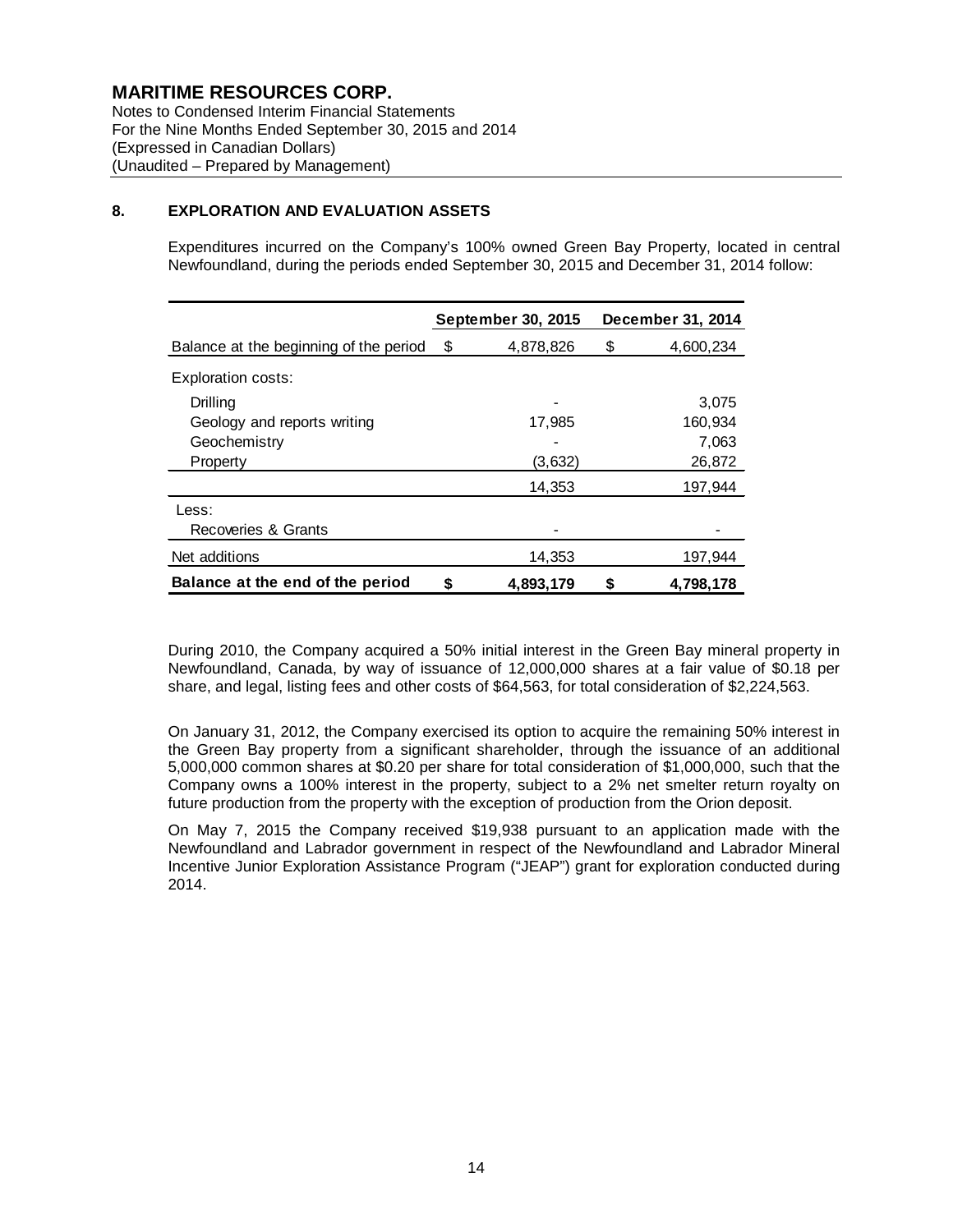# MARITIME RESOURCES CORP.

Notes to Condensed Interim Financial Statements
For the Nine Months Ended September 30, 2015 and 2014
(Expressed in Canadian Dollars)
(Unaudited – Prepared by Management)

## 8. EXPLORATION AND EVALUATION ASSETS

Expenditures incurred on the Company's 100% owned Green Bay Property, located in central Newfoundland, during the periods ended September 30, 2015 and December 31, 2014 follow:

| | September 30, 2015 | December 31, 2014 |
|---|---|---|
| Balance at the beginning of the period | $ 4,878,826 | $ 4,600,234 |
| Exploration costs: | | |
| Drilling | - | 3,075 |
| Geology and reports writing | 17,985 | 160,934 |
| Geochemistry | - | 7,063 |
| Property | (3,632) | 26,872 |
| | 14,353 | 197,944 |
| Less: | | |
| Recoveries & Grants | - | - |
| Net additions | 14,353 | 197,944 |
| **Balance at the end of the period** | **$ 4,893,179** | **$ 4,798,178** |

During 2010, the Company acquired a 50% initial interest in the Green Bay mineral property in Newfoundland, Canada, by way of issuance of 12,000,000 shares at a fair value of $0.18 per share, and legal, listing fees and other costs of $64,563, for total consideration of $2,224,563.

On January 31, 2012, the Company exercised its option to acquire the remaining 50% interest in the Green Bay property from a significant shareholder, through the issuance of an additional 5,000,000 common shares at $0.20 per share for total consideration of $1,000,000, such that the Company owns a 100% interest in the property, subject to a 2% net smelter return royalty on future production from the property with the exception of production from the Orion deposit.

On May 7, 2015 the Company received $19,938 pursuant to an application made with the Newfoundland and Labrador government in respect of the Newfoundland and Labrador Mineral Incentive Junior Exploration Assistance Program ("JEAP") grant for exploration conducted during 2014.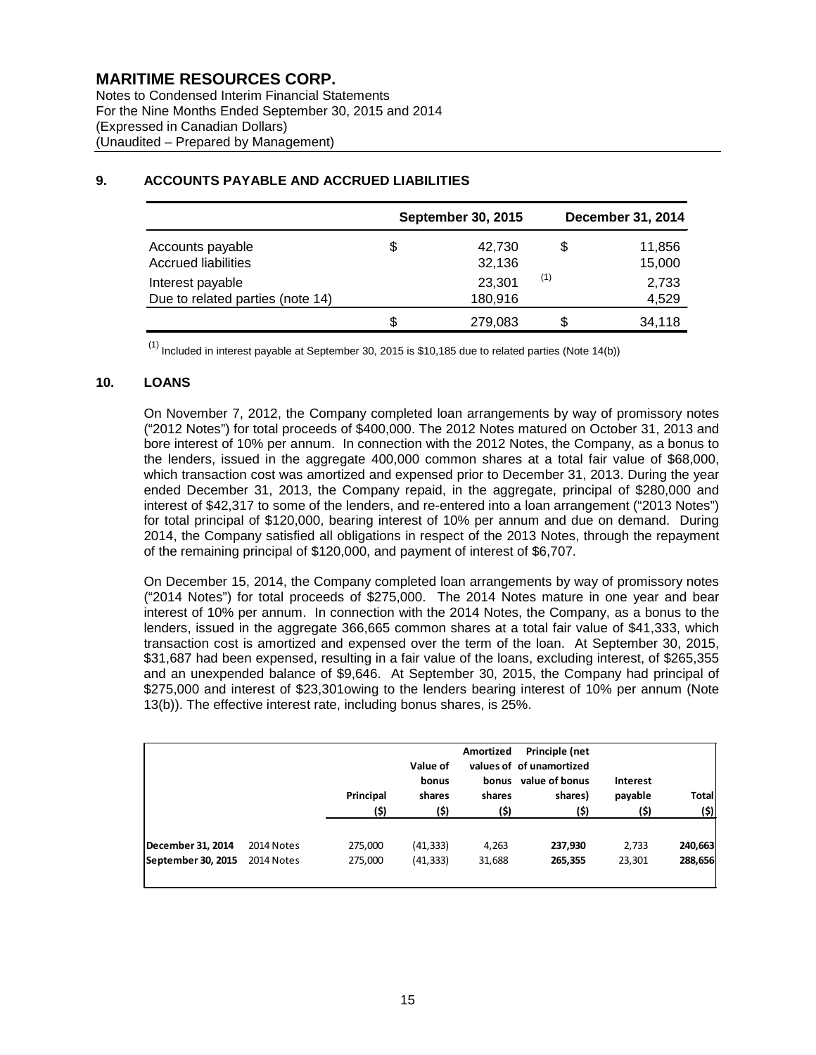# MARITIME RESOURCES CORP.

Notes to Condensed Interim Financial Statements
For the Nine Months Ended September 30, 2015 and 2014
(Expressed in Canadian Dollars)
(Unaudited – Prepared by Management)

## 9. ACCOUNTS PAYABLE AND ACCRUED LIABILITIES

| | September 30, 2015 | | December 31, 2014 | |
|---|---|---|---|---|
| Accounts payable | $ | 42,730 | $ | 11,856 |
| Accrued liabilities | | 32,136 | | 15,000 |
| Interest payable | | 23,301 | (1) | 2,733 |
| Due to related parties (note 14) | | 180,916 | | 4,529 |
| | $ | 279,083 | $ | 34,118 |

(1) Included in interest payable at September 30, 2015 is $10,185 due to related parties (Note 14(b))

## 10. LOANS

On November 7, 2012, the Company completed loan arrangements by way of promissory notes ("2012 Notes") for total proceeds of $400,000. The 2012 Notes matured on October 31, 2013 and bore interest of 10% per annum. In connection with the 2012 Notes, the Company, as a bonus to the lenders, issued in the aggregate 400,000 common shares at a total fair value of $68,000, which transaction cost was amortized and expensed prior to December 31, 2013. During the year ended December 31, 2013, the Company repaid, in the aggregate, principal of $280,000 and interest of $42,317 to some of the lenders, and re-entered into a loan arrangement ("2013 Notes") for total principal of $120,000, bearing interest of 10% per annum and due on demand. During 2014, the Company satisfied all obligations in respect of the 2013 Notes, through the repayment of the remaining principal of $120,000, and payment of interest of $6,707.

On December 15, 2014, the Company completed loan arrangements by way of promissory notes ("2014 Notes") for total proceeds of $275,000. The 2014 Notes mature in one year and bear interest of 10% per annum. In connection with the 2014 Notes, the Company, as a bonus to the lenders, issued in the aggregate 366,665 common shares at a total fair value of $41,333, which transaction cost is amortized and expensed over the term of the loan. At September 30, 2015, $31,687 had been expensed, resulting in a fair value of the loans, excluding interest, of $265,355 and an unexpended balance of $9,646. At September 30, 2015, the Company had principal of $275,000 and interest of $23,301owing to the lenders bearing interest of 10% per annum (Note 13(b)). The effective interest rate, including bonus shares, is 25%.

| | | Principal ($) | Value of bonus shares ($) | Amortized values of bonus shares ($) | Principle (net of unamortized value of bonus shares) ($) | Interest payable ($) | Total ($) |
|---|---|---|---|---|---|---|---|
| December 31, 2014 | 2014 Notes | 275,000 | (41,333) | 4,263 | 237,930 | 2,733 | 240,663 |
| September 30, 2015 | 2014 Notes | 275,000 | (41,333) | 31,688 | 265,355 | 23,301 | 288,656 |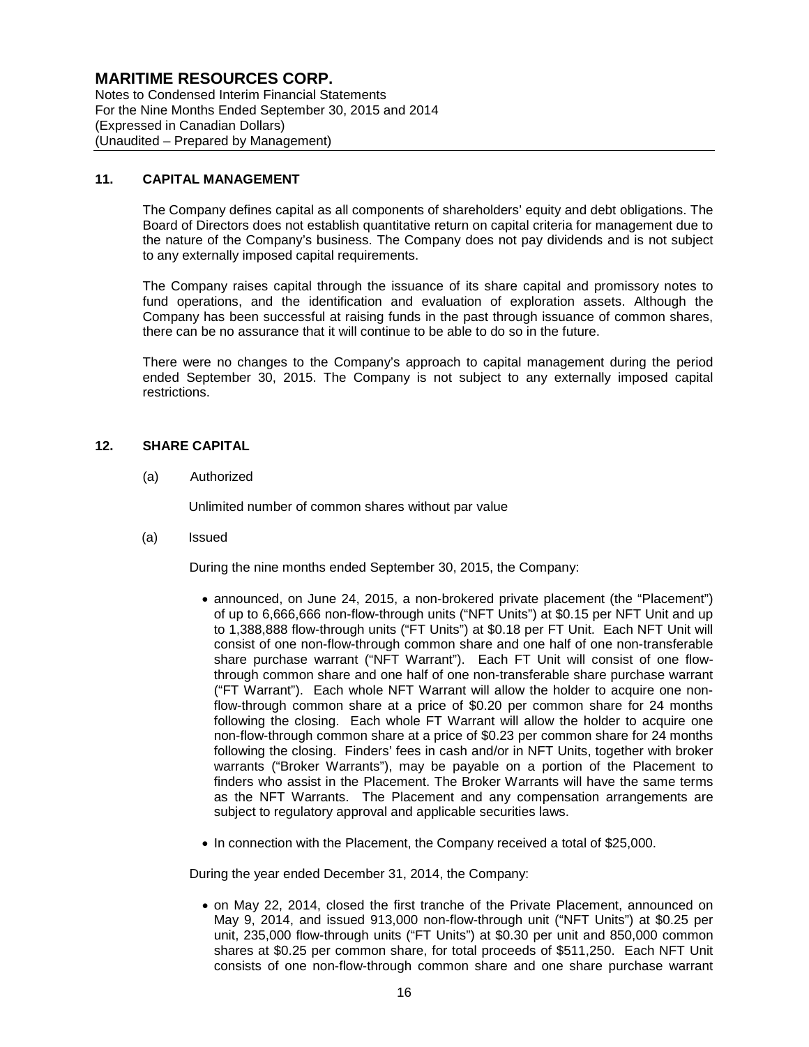## 11. CAPITAL MANAGEMENT

The Company defines capital as all components of shareholders' equity and debt obligations. The Board of Directors does not establish quantitative return on capital criteria for management due to the nature of the Company's business. The Company does not pay dividends and is not subject to any externally imposed capital requirements.

The Company raises capital through the issuance of its share capital and promissory notes to fund operations, and the identification and evaluation of exploration assets. Although the Company has been successful at raising funds in the past through issuance of common shares, there can be no assurance that it will continue to be able to do so in the future.

There were no changes to the Company's approach to capital management during the period ended September 30, 2015. The Company is not subject to any externally imposed capital restrictions.

## 12. SHARE CAPITAL

(a) Authorized

Unlimited number of common shares without par value

(a) Issued

During the nine months ended September 30, 2015, the Company:

- announced, on June 24, 2015, a non-brokered private placement (the "Placement") of up to 6,666,666 non-flow-through units ("NFT Units") at $0.15 per NFT Unit and up to 1,388,888 flow-through units ("FT Units") at $0.18 per FT Unit. Each NFT Unit will consist of one non-flow-through common share and one half of one non-transferable share purchase warrant ("NFT Warrant"). Each FT Unit will consist of one flow-through common share and one half of one non-transferable share purchase warrant ("FT Warrant"). Each whole NFT Warrant will allow the holder to acquire one non-flow-through common share at a price of $0.20 per common share for 24 months following the closing. Each whole FT Warrant will allow the holder to acquire one non-flow-through common share at a price of $0.23 per common share for 24 months following the closing. Finders' fees in cash and/or in NFT Units, together with broker warrants ("Broker Warrants"), may be payable on a portion of the Placement to finders who assist in the Placement. The Broker Warrants will have the same terms as the NFT Warrants. The Placement and any compensation arrangements are subject to regulatory approval and applicable securities laws.
- In connection with the Placement, the Company received a total of $25,000.

During the year ended December 31, 2014, the Company:

- on May 22, 2014, closed the first tranche of the Private Placement, announced on May 9, 2014, and issued 913,000 non-flow-through unit ("NFT Units") at $0.25 per unit, 235,000 flow-through units ("FT Units") at $0.30 per unit and 850,000 common shares at $0.25 per common share, for total proceeds of $511,250. Each NFT Unit consists of one non-flow-through common share and one share purchase warrant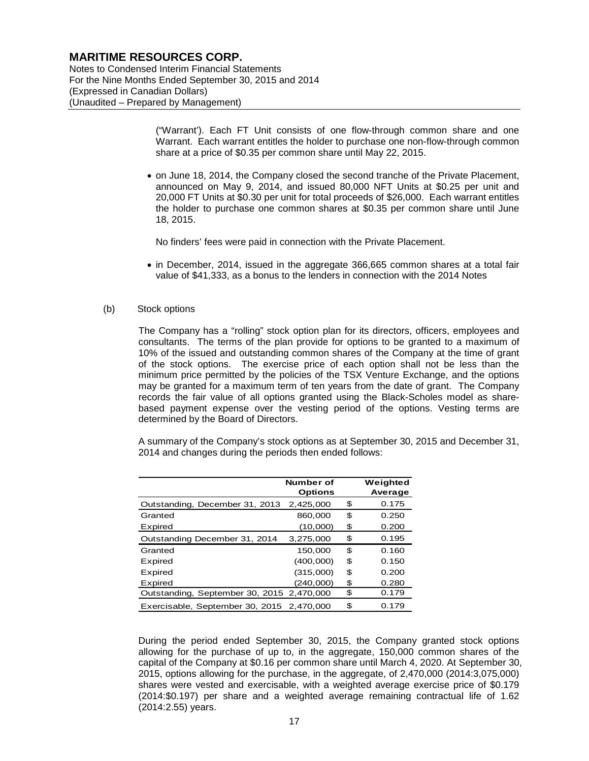("Warrant'). Each FT Unit consists of one flow-through common share and one Warrant. Each warrant entitles the holder to purchase one non-flow-through common share at a price of $0.35 per common share until May 22, 2015.

- on June 18, 2014, the Company closed the second tranche of the Private Placement, announced on May 9, 2014, and issued 80,000 NFT Units at $0.25 per unit and 20,000 FT Units at $0.30 per unit for total proceeds of $26,000. Each warrant entitles the holder to purchase one common shares at $0.35 per common share until June 18, 2015.

  No finders' fees were paid in connection with the Private Placement.

- in December, 2014, issued in the aggregate 366,665 common shares at a total fair value of $41,333, as a bonus to the lenders in connection with the 2014 Notes

(b) Stock options

The Company has a "rolling" stock option plan for its directors, officers, employees and consultants. The terms of the plan provide for options to be granted to a maximum of 10% of the issued and outstanding common shares of the Company at the time of grant of the stock options. The exercise price of each option shall not be less than the minimum price permitted by the policies of the TSX Venture Exchange, and the options may be granted for a maximum term of ten years from the date of grant. The Company records the fair value of all options granted using the Black-Scholes model as share-based payment expense over the vesting period of the options. Vesting terms are determined by the Board of Directors.

A summary of the Company's stock options as at September 30, 2015 and December 31, 2014 and changes during the periods then ended follows:

| | Number of Options | | Weighted Average |
|---|---|---|---|
| Outstanding, December 31, 2013 | 2,425,000 | $ | 0.175 |
| Granted | 860,000 | $ | 0.250 |
| Expired | (10,000) | $ | 0.200 |
| Outstanding December 31, 2014 | 3,275,000 | $ | 0.195 |
| Granted | 150,000 | $ | 0.160 |
| Expired | (400,000) | $ | 0.150 |
| Expired | (315,000) | $ | 0.200 |
| Expired | (240,000) | $ | 0.280 |
| Outstanding, September 30, 2015 | 2,470,000 | $ | 0.179 |
| Exercisable, September 30, 2015 | 2,470,000 | $ | 0.179 |

During the period ended September 30, 2015, the Company granted stock options allowing for the purchase of up to, in the aggregate, 150,000 common shares of the capital of the Company at $0.16 per common share until March 4, 2020. At September 30, 2015, options allowing for the purchase, in the aggregate, of 2,470,000 (2014:3,075,000) shares were vested and exercisable, with a weighted average exercise price of $0.179 (2014:$0.197) per share and a weighted average remaining contractual life of 1.62 (2014:2.55) years.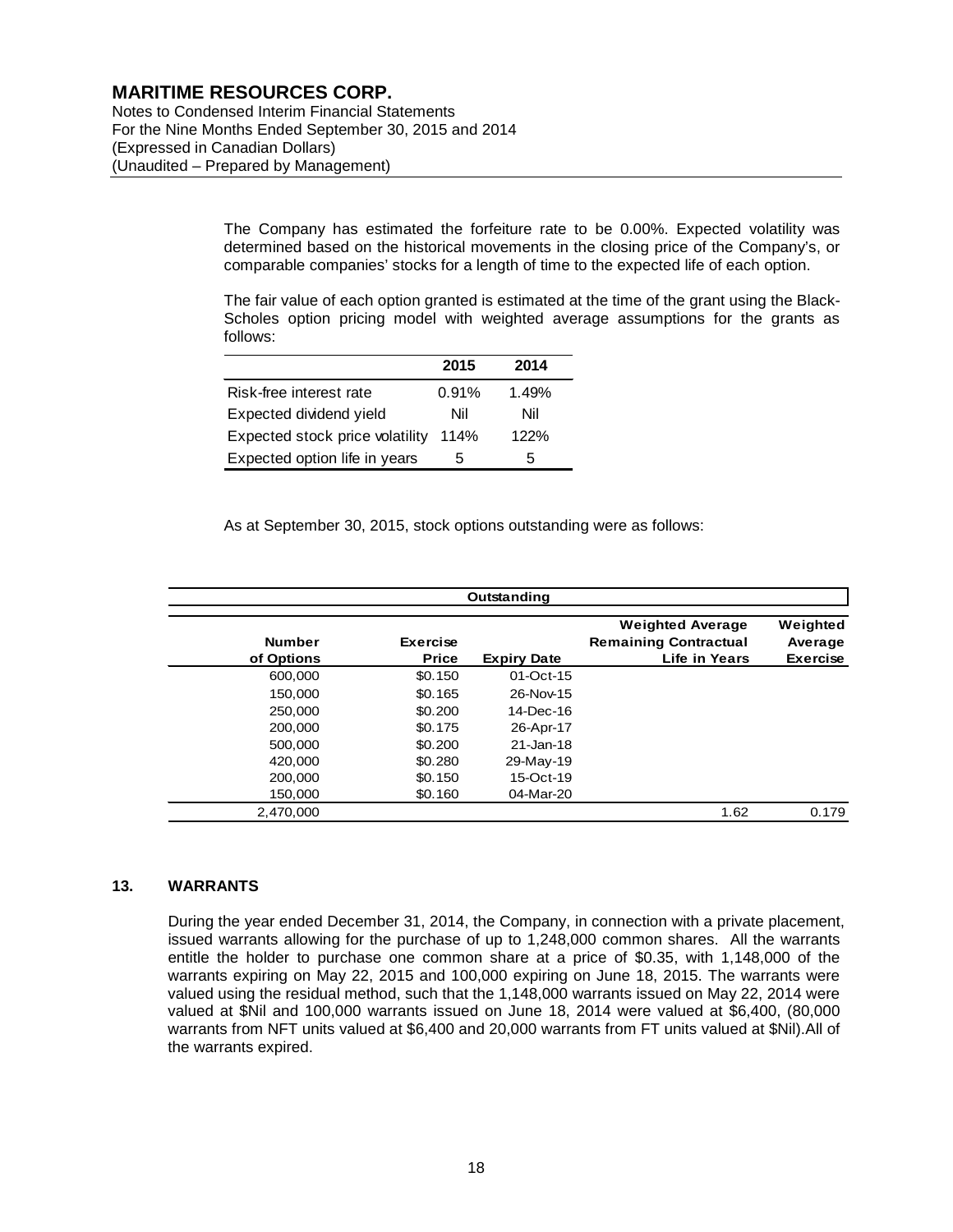The Company has estimated the forfeiture rate to be 0.00%. Expected volatility was determined based on the historical movements in the closing price of the Company's, or comparable companies' stocks for a length of time to the expected life of each option.

The fair value of each option granted is estimated at the time of the grant using the Black-Scholes option pricing model with weighted average assumptions for the grants as follows:

| | 2015 | 2014 |
|---|---|---|
| Risk-free interest rate | 0.91% | 1.49% |
| Expected dividend yield | Nil | Nil |
| Expected stock price volatility | 114% | 122% |
| Expected option life in years | 5 | 5 |

As at September 30, 2015, stock options outstanding were as follows:

| Outstanding | | | | |
|---|---|---|---|---|
| **Number of Options** | **Exercise Price** | **Expiry Date** | **Weighted Average Remaining Contractual Life in Years** | **Weighted Average Exercise** |
| 600,000 | $0.150 | 01-Oct-15 | | |
| 150,000 | $0.165 | 26-Nov-15 | | |
| 250,000 | $0.200 | 14-Dec-16 | | |
| 200,000 | $0.175 | 26-Apr-17 | | |
| 500,000 | $0.200 | 21-Jan-18 | | |
| 420,000 | $0.280 | 29-May-19 | | |
| 200,000 | $0.150 | 15-Oct-19 | | |
| 150,000 | $0.160 | 04-Mar-20 | | |
| 2,470,000 | | | 1.62 | 0.179 |

## 13. WARRANTS

During the year ended December 31, 2014, the Company, in connection with a private placement, issued warrants allowing for the purchase of up to 1,248,000 common shares. All the warrants entitle the holder to purchase one common share at a price of $0.35, with 1,148,000 of the warrants expiring on May 22, 2015 and 100,000 expiring on June 18, 2015. The warrants were valued using the residual method, such that the 1,148,000 warrants issued on May 22, 2014 were valued at $Nil and 100,000 warrants issued on June 18, 2014 were valued at $6,400, (80,000 warrants from NFT units valued at $6,400 and 20,000 warrants from FT units valued at $Nil).All of the warrants expired.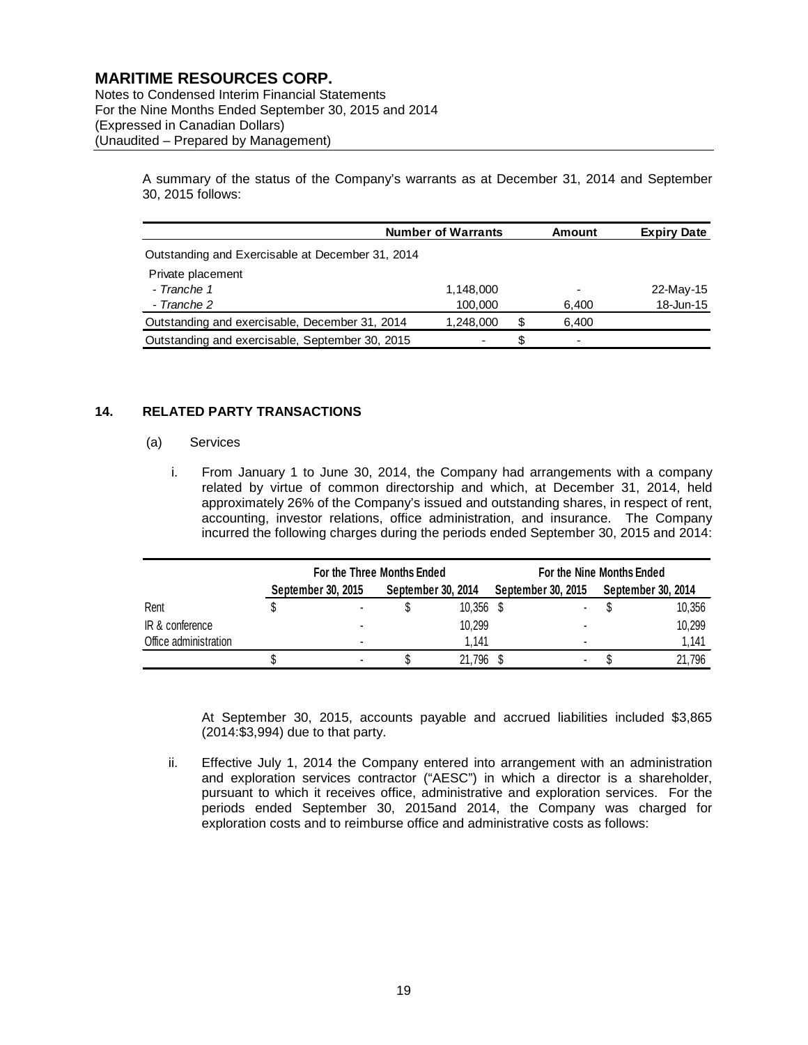A summary of the status of the Company's warrants as at December 31, 2014 and September 30, 2015 follows:

| | Number of Warrants | Amount | Expiry Date |
|---|---|---|---|
| Outstanding and Exercisable at December 31, 2014 | | | |
| Private placement | | | |
| *- Tranche 1* | 1,148,000 | - | 22-May-15 |
| *- Tranche 2* | 100,000 | 6,400 | 18-Jun-15 |
| Outstanding and exercisable, December 31, 2014 | 1,248,000 | $ 6,400 | |
| Outstanding and exercisable, September 30, 2015 | - | $ - | |

## 14. RELATED PARTY TRANSACTIONS

(a) Services

i. From January 1 to June 30, 2014, the Company had arrangements with a company related by virtue of common directorship and which, at December 31, 2014, held approximately 26% of the Company's issued and outstanding shares, in respect of rent, accounting, investor relations, office administration, and insurance. The Company incurred the following charges during the periods ended September 30, 2015 and 2014:

| | For the Three Months Ended | | For the Nine Months Ended | |
|---|---|---|---|---|
| | September 30, 2015 | September 30, 2014 | September 30, 2015 | September 30, 2014 |
| Rent | $ - | $ 10,356 | $ - | $ 10,356 |
| IR & conference | - | 10,299 | - | 10,299 |
| Office administration | - | 1,141 | - | 1,141 |
| | $ - | $ 21,796 | $ - | $ 21,796 |

At September 30, 2015, accounts payable and accrued liabilities included $3,865 (2014:$3,994) due to that party.

ii. Effective July 1, 2014 the Company entered into arrangement with an administration and exploration services contractor ("AESC") in which a director is a shareholder, pursuant to which it receives office, administrative and exploration services. For the periods ended September 30, 2015and 2014, the Company was charged for exploration costs and to reimburse office and administrative costs as follows: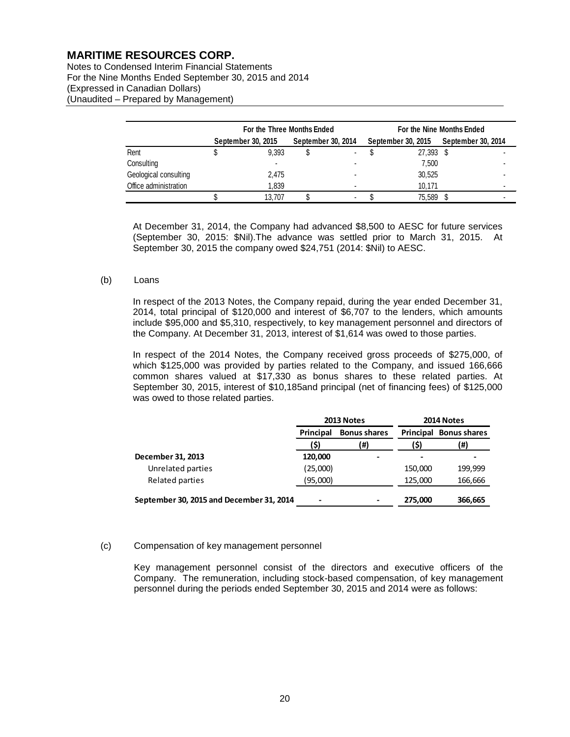# MARITIME RESOURCES CORP.

Notes to Condensed Interim Financial Statements
For the Nine Months Ended September 30, 2015 and 2014
(Expressed in Canadian Dollars)
(Unaudited – Prepared by Management)

| | For the Three Months Ended | | For the Nine Months Ended | |
|---|---|---|---|---|
| | September 30, 2015 | September 30, 2014 | September 30, 2015 | September 30, 2014 |
| Rent | $ 9,393 | $ - | $ 27,393 | $ - |
| Consulting | - | - | 7,500 | - |
| Geological consulting | 2,475 | - | 30,525 | - |
| Office administration | 1,839 | - | 10,171 | - |
| | $ 13,707 | $ - | $ 75,589 | $ - |

At December 31, 2014, the Company had advanced $8,500 to AESC for future services (September 30, 2015: $Nil).The advance was settled prior to March 31, 2015. At September 30, 2015 the company owed $24,751 (2014: $Nil) to AESC.

(b) Loans

In respect of the 2013 Notes, the Company repaid, during the year ended December 31, 2014, total principal of $120,000 and interest of $6,707 to the lenders, which amounts include $95,000 and $5,310, respectively, to key management personnel and directors of the Company. At December 31, 2013, interest of $1,614 was owed to those parties.

In respect of the 2014 Notes, the Company received gross proceeds of $275,000, of which $125,000 was provided by parties related to the Company, and issued 166,666 common shares valued at $17,330 as bonus shares to these related parties. At September 30, 2015, interest of $10,185and principal (net of financing fees) of $125,000 was owed to those related parties.

| | 2013 Notes | | 2014 Notes | |
|---|---|---|---|---|
| | Principal | Bonus shares | Principal | Bonus shares |
| | ($) | (#) | ($) | (#) |
| **December 31, 2013** | **120,000** | - | - | - |
| Unrelated parties | (25,000) | | 150,000 | 199,999 |
| Related parties | (95,000) | | 125,000 | 166,666 |
| **September 30, 2015 and December 31, 2014** | - | - | **275,000** | **366,665** |

(c) Compensation of key management personnel

Key management personnel consist of the directors and executive officers of the Company. The remuneration, including stock-based compensation, of key management personnel during the periods ended September 30, 2015 and 2014 were as follows: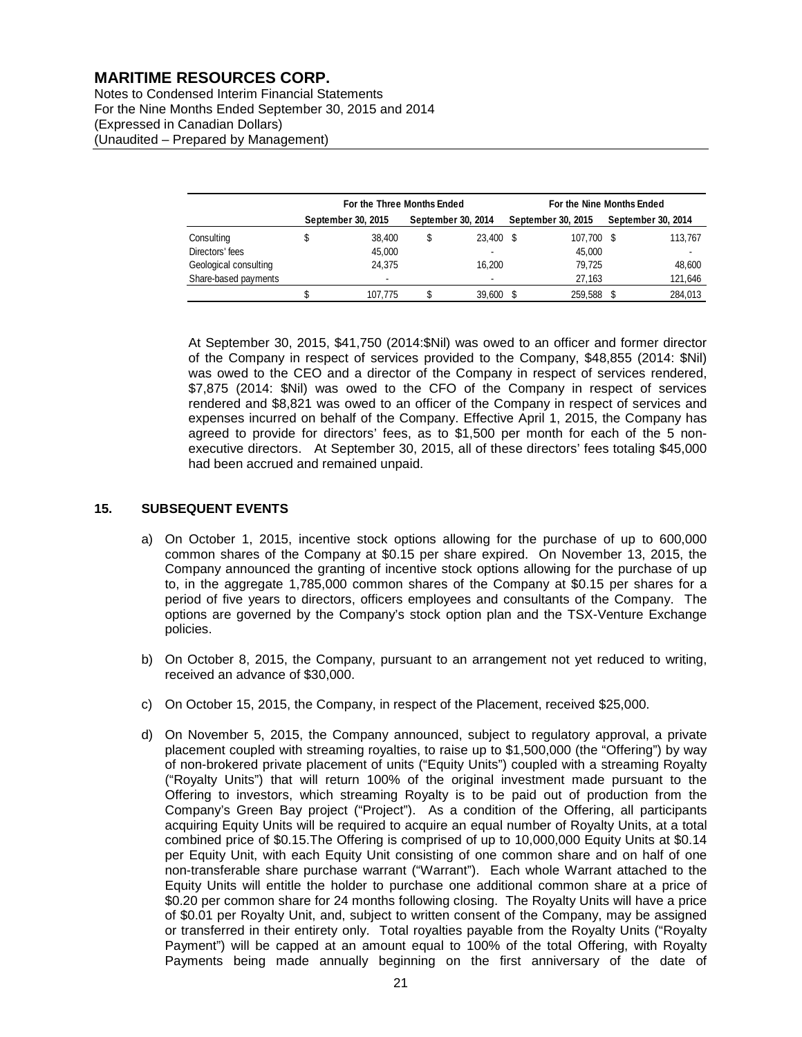# MARITIME RESOURCES CORP.

Notes to Condensed Interim Financial Statements
For the Nine Months Ended September 30, 2015 and 2014
(Expressed in Canadian Dollars)
(Unaudited – Prepared by Management)

| | For the Three Months Ended | | For the Nine Months Ended | |
|---|---|---|---|---|
| | September 30, 2015 | September 30, 2014 | September 30, 2015 | September 30, 2014 |
| Consulting | $ 38,400 | $ 23,400 | $ 107,700 | $ 113,767 |
| Directors' fees | 45,000 | - | 45,000 | - |
| Geological consulting | 24,375 | 16,200 | 79,725 | 48,600 |
| Share-based payments | - | - | 27,163 | 121,646 |
| | $ 107,775 | $ 39,600 | $ 259,588 | $ 284,013 |

At September 30, 2015, $41,750 (2014:$Nil) was owed to an officer and former director of the Company in respect of services provided to the Company, $48,855 (2014: $Nil) was owed to the CEO and a director of the Company in respect of services rendered, $7,875 (2014: $Nil) was owed to the CFO of the Company in respect of services rendered and $8,821 was owed to an officer of the Company in respect of services and expenses incurred on behalf of the Company. Effective April 1, 2015, the Company has agreed to provide for directors' fees, as to $1,500 per month for each of the 5 non-executive directors. At September 30, 2015, all of these directors' fees totaling $45,000 had been accrued and remained unpaid.

## 15. SUBSEQUENT EVENTS

a) On October 1, 2015, incentive stock options allowing for the purchase of up to 600,000 common shares of the Company at $0.15 per share expired. On November 13, 2015, the Company announced the granting of incentive stock options allowing for the purchase of up to, in the aggregate 1,785,000 common shares of the Company at $0.15 per shares for a period of five years to directors, officers employees and consultants of the Company. The options are governed by the Company's stock option plan and the TSX-Venture Exchange policies.

b) On October 8, 2015, the Company, pursuant to an arrangement not yet reduced to writing, received an advance of $30,000.

c) On October 15, 2015, the Company, in respect of the Placement, received $25,000.

d) On November 5, 2015, the Company announced, subject to regulatory approval, a private placement coupled with streaming royalties, to raise up to $1,500,000 (the "Offering") by way of non-brokered private placement of units ("Equity Units") coupled with a streaming Royalty ("Royalty Units") that will return 100% of the original investment made pursuant to the Offering to investors, which streaming Royalty is to be paid out of production from the Company's Green Bay project ("Project"). As a condition of the Offering, all participants acquiring Equity Units will be required to acquire an equal number of Royalty Units, at a total combined price of $0.15.The Offering is comprised of up to 10,000,000 Equity Units at $0.14 per Equity Unit, with each Equity Unit consisting of one common share and on half of one non-transferable share purchase warrant ("Warrant"). Each whole Warrant attached to the Equity Units will entitle the holder to purchase one additional common share at a price of $0.20 per common share for 24 months following closing. The Royalty Units will have a price of $0.01 per Royalty Unit, and, subject to written consent of the Company, may be assigned or transferred in their entirety only. Total royalties payable from the Royalty Units ("Royalty Payment") will be capped at an amount equal to 100% of the total Offering, with Royalty Payments being made annually beginning on the first anniversary of the date of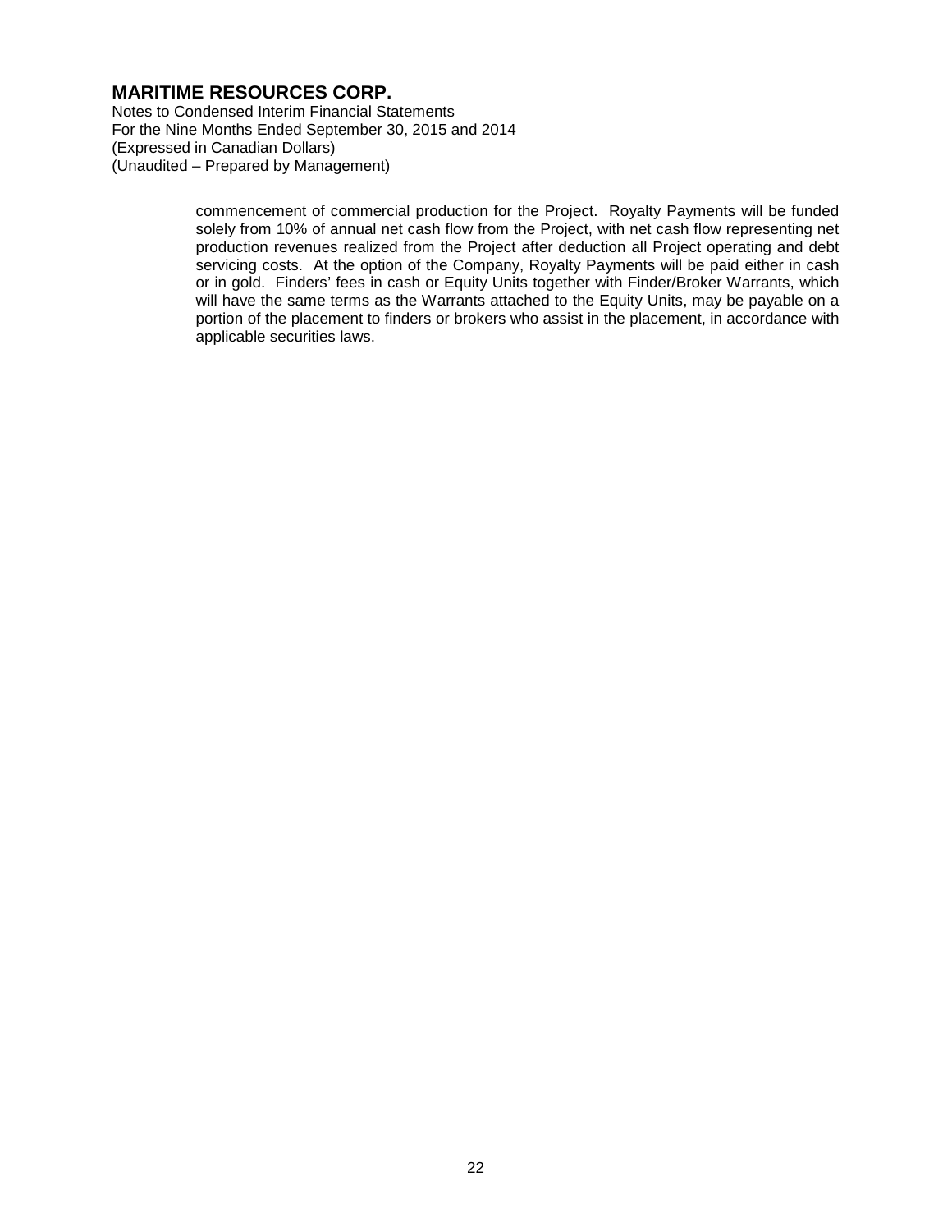commencement of commercial production for the Project. Royalty Payments will be funded solely from 10% of annual net cash flow from the Project, with net cash flow representing net production revenues realized from the Project after deduction all Project operating and debt servicing costs. At the option of the Company, Royalty Payments will be paid either in cash or in gold. Finders' fees in cash or Equity Units together with Finder/Broker Warrants, which will have the same terms as the Warrants attached to the Equity Units, may be payable on a portion of the placement to finders or brokers who assist in the placement, in accordance with applicable securities laws.